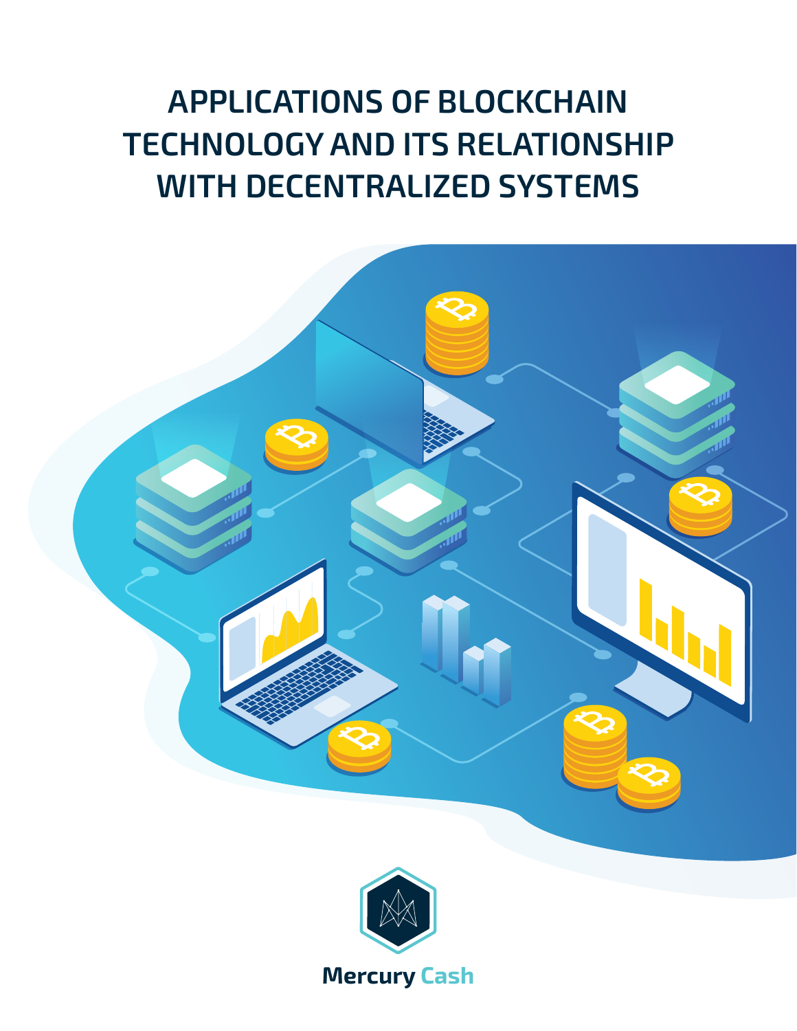# APPLICATIONS OF BLOCKCHAIN TECHNOLOGY AND ITS RELATIONSHIP WITH DECENTRALIZED SYSTEMS

Mercury Cash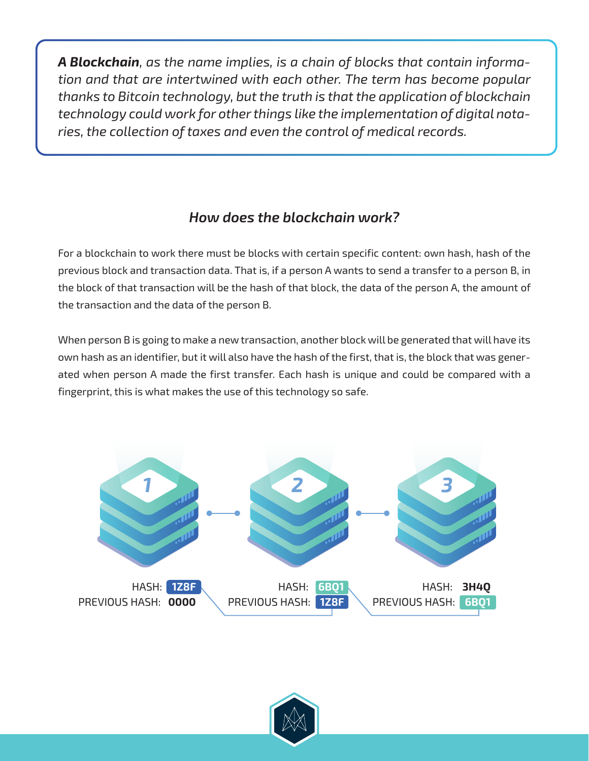***A Blockchain**, as the name implies, is a chain of blocks that contain information and that are intertwined with each other. The term has become popular thanks to Bitcoin technology, but the truth is that the application of blockchain technology could work for other things like the implementation of digital notaries, the collection of taxes and even the control of medical records.*

## *How does the blockchain work?*

For a blockchain to work there must be blocks with certain specific content: own hash, hash of the previous block and transaction data. That is, if a person A wants to send a transfer to a person B, in the block of that transaction will be the hash of that block, the data of the person A, the amount of the transaction and the data of the person B.

When person B is going to make a new transaction, another block will be generated that will have its own hash as an identifier, but it will also have the hash of the first, that is, the block that was generated when person A made the first transfer. Each hash is unique and could be compared with a fingerprint, this is what makes the use of this technology so safe.

| Block | HASH | PREVIOUS HASH |
|---|---|---|
| 1 | 1Z8F | 0000 |
| 2 | 6BQ1 | 1Z8F |
| 3 | 3H4Q | 6BQ1 |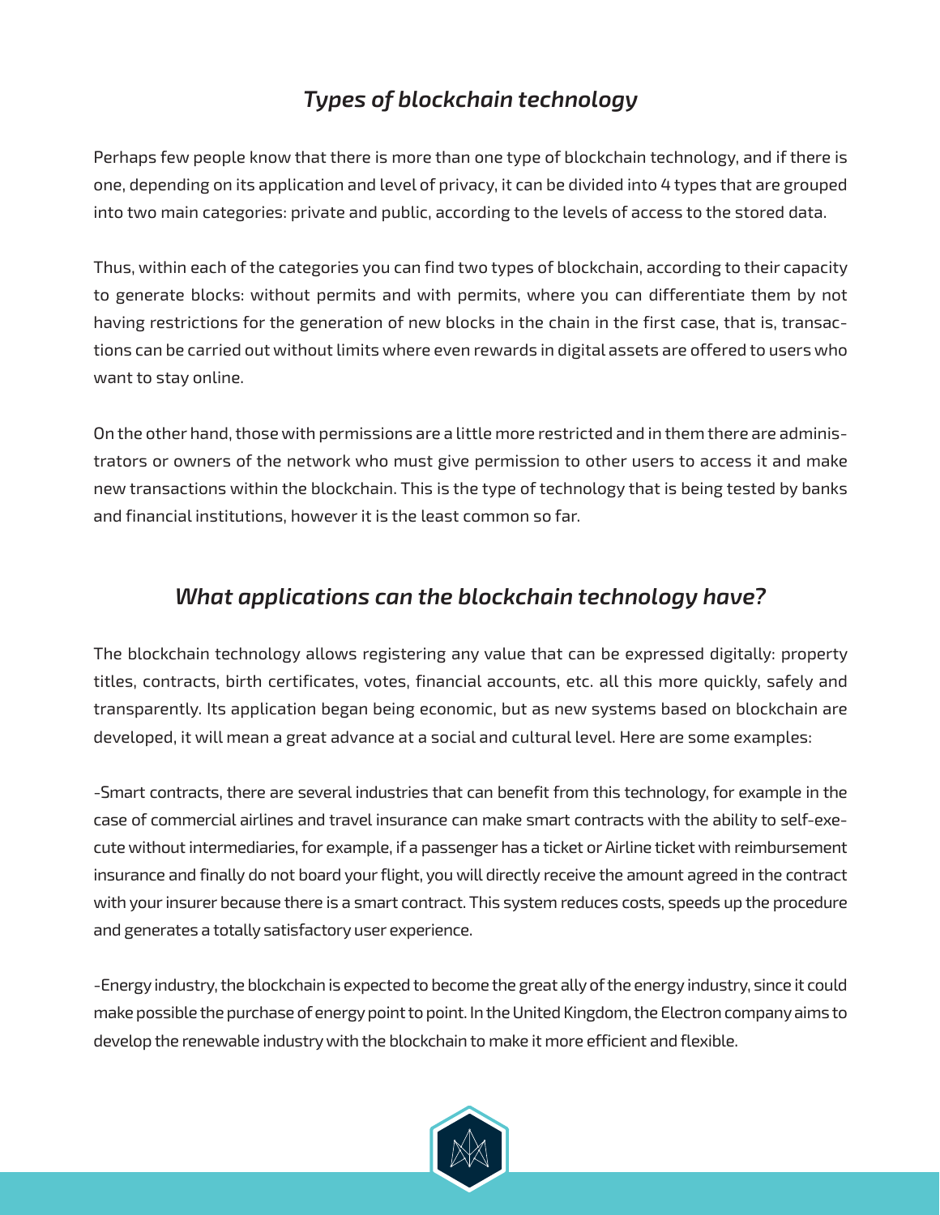## *Types of blockchain technology*

Perhaps few people know that there is more than one type of blockchain technology, and if there is one, depending on its application and level of privacy, it can be divided into 4 types that are grouped into two main categories: private and public, according to the levels of access to the stored data.

Thus, within each of the categories you can find two types of blockchain, according to their capacity to generate blocks: without permits and with permits, where you can differentiate them by not having restrictions for the generation of new blocks in the chain in the first case, that is, transactions can be carried out without limits where even rewards in digital assets are offered to users who want to stay online.

On the other hand, those with permissions are a little more restricted and in them there are administrators or owners of the network who must give permission to other users to access it and make new transactions within the blockchain. This is the type of technology that is being tested by banks and financial institutions, however it is the least common so far.

## *What applications can the blockchain technology have?*

The blockchain technology allows registering any value that can be expressed digitally: property titles, contracts, birth certificates, votes, financial accounts, etc. all this more quickly, safely and transparently. Its application began being economic, but as new systems based on blockchain are developed, it will mean a great advance at a social and cultural level. Here are some examples:

-Smart contracts, there are several industries that can benefit from this technology, for example in the case of commercial airlines and travel insurance can make smart contracts with the ability to self-execute without intermediaries, for example, if a passenger has a ticket or Airline ticket with reimbursement insurance and finally do not board your flight, you will directly receive the amount agreed in the contract with your insurer because there is a smart contract. This system reduces costs, speeds up the procedure and generates a totally satisfactory user experience.

-Energy industry, the blockchain is expected to become the great ally of the energy industry, since it could make possible the purchase of energy point to point. In the United Kingdom, the Electron company aims to develop the renewable industry with the blockchain to make it more efficient and flexible.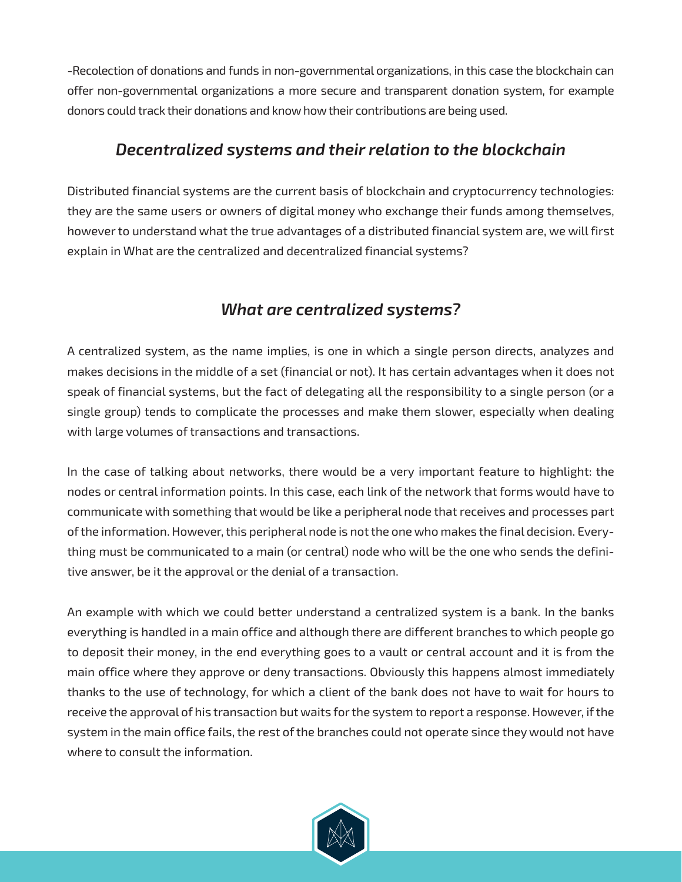-Recolection of donations and funds in non-governmental organizations, in this case the blockchain can offer non-governmental organizations a more secure and transparent donation system, for example donors could track their donations and know how their contributions are being used.

## *Decentralized systems and their relation to the blockchain*

Distributed financial systems are the current basis of blockchain and cryptocurrency technologies: they are the same users or owners of digital money who exchange their funds among themselves, however to understand what the true advantages of a distributed financial system are, we will first explain in What are the centralized and decentralized financial systems?

## *What are centralized systems?*

A centralized system, as the name implies, is one in which a single person directs, analyzes and makes decisions in the middle of a set (financial or not). It has certain advantages when it does not speak of financial systems, but the fact of delegating all the responsibility to a single person (or a single group) tends to complicate the processes and make them slower, especially when dealing with large volumes of transactions and transactions.

In the case of talking about networks, there would be a very important feature to highlight: the nodes or central information points. In this case, each link of the network that forms would have to communicate with something that would be like a peripheral node that receives and processes part of the information. However, this peripheral node is not the one who makes the final decision. Everything must be communicated to a main (or central) node who will be the one who sends the definitive answer, be it the approval or the denial of a transaction.

An example with which we could better understand a centralized system is a bank. In the banks everything is handled in a main office and although there are different branches to which people go to deposit their money, in the end everything goes to a vault or central account and it is from the main office where they approve or deny transactions. Obviously this happens almost immediately thanks to the use of technology, for which a client of the bank does not have to wait for hours to receive the approval of his transaction but waits for the system to report a response. However, if the system in the main office fails, the rest of the branches could not operate since they would not have where to consult the information.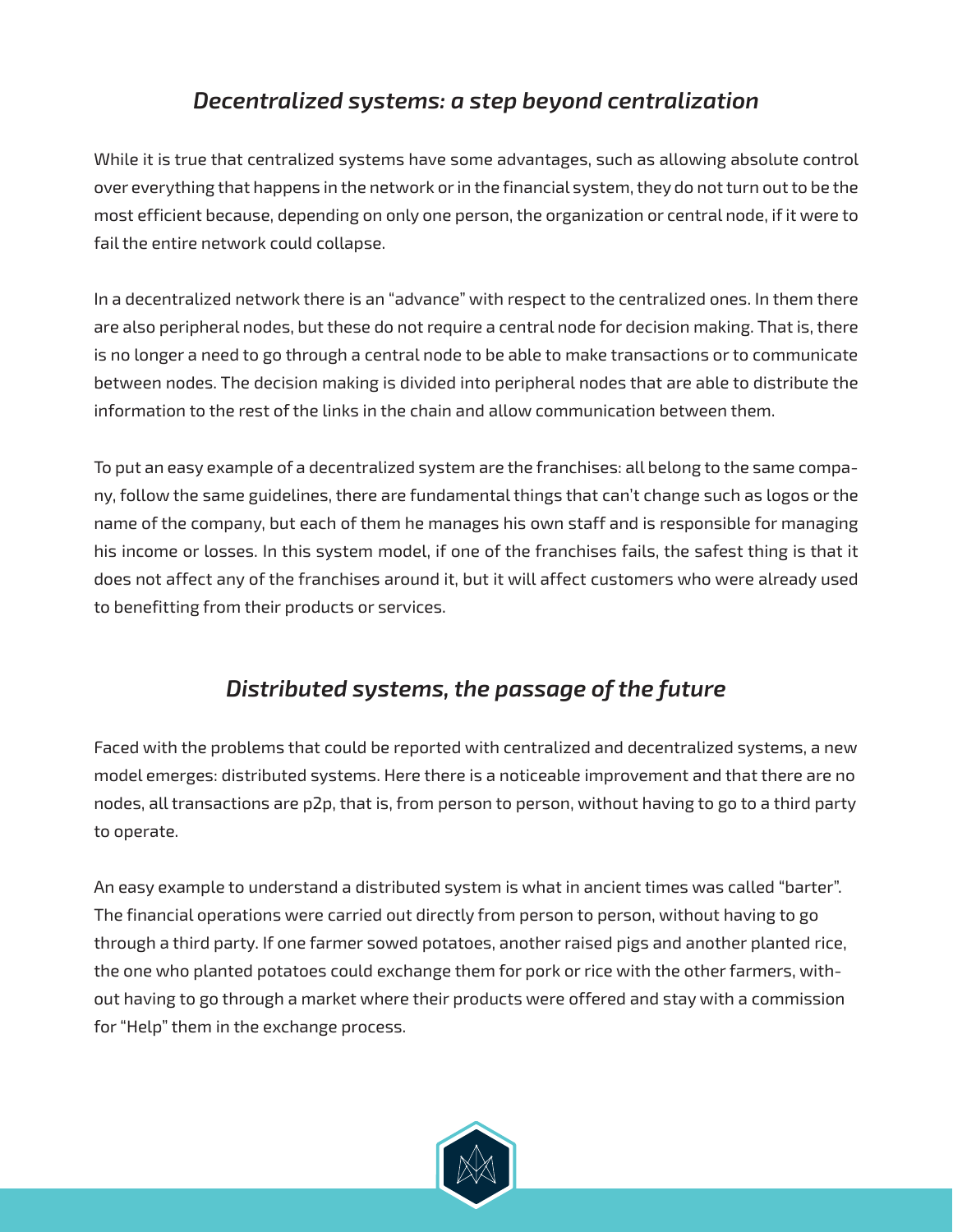## *Decentralized systems: a step beyond centralization*

While it is true that centralized systems have some advantages, such as allowing absolute control over everything that happens in the network or in the financial system, they do not turn out to be the most efficient because, depending on only one person, the organization or central node, if it were to fail the entire network could collapse.

In a decentralized network there is an "advance" with respect to the centralized ones. In them there are also peripheral nodes, but these do not require a central node for decision making. That is, there is no longer a need to go through a central node to be able to make transactions or to communicate between nodes. The decision making is divided into peripheral nodes that are able to distribute the information to the rest of the links in the chain and allow communication between them.

To put an easy example of a decentralized system are the franchises: all belong to the same company, follow the same guidelines, there are fundamental things that can't change such as logos or the name of the company, but each of them he manages his own staff and is responsible for managing his income or losses. In this system model, if one of the franchises fails, the safest thing is that it does not affect any of the franchises around it, but it will affect customers who were already used to benefitting from their products or services.

## *Distributed systems, the passage of the future*

Faced with the problems that could be reported with centralized and decentralized systems, a new model emerges: distributed systems. Here there is a noticeable improvement and that there are no nodes, all transactions are p2p, that is, from person to person, without having to go to a third party to operate.

An easy example to understand a distributed system is what in ancient times was called "barter". The financial operations were carried out directly from person to person, without having to go through a third party. If one farmer sowed potatoes, another raised pigs and another planted rice, the one who planted potatoes could exchange them for pork or rice with the other farmers, without having to go through a market where their products were offered and stay with a commission for "Help" them in the exchange process.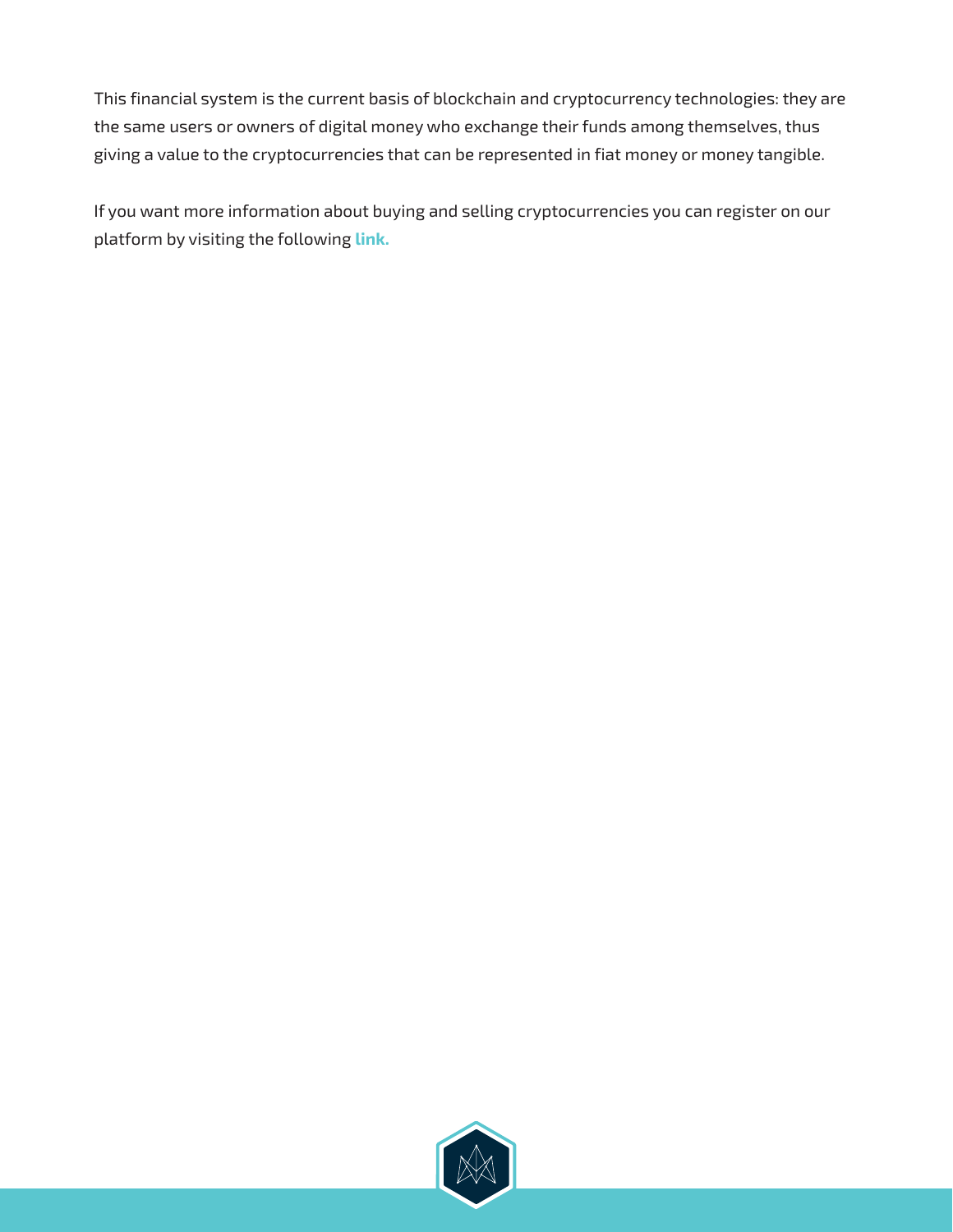This financial system is the current basis of blockchain and cryptocurrency technologies: they are the same users or owners of digital money who exchange their funds among themselves, thus giving a value to the cryptocurrencies that can be represented in fiat money or money tangible.

If you want more information about buying and selling cryptocurrencies you can register on our platform by visiting the following **link.**